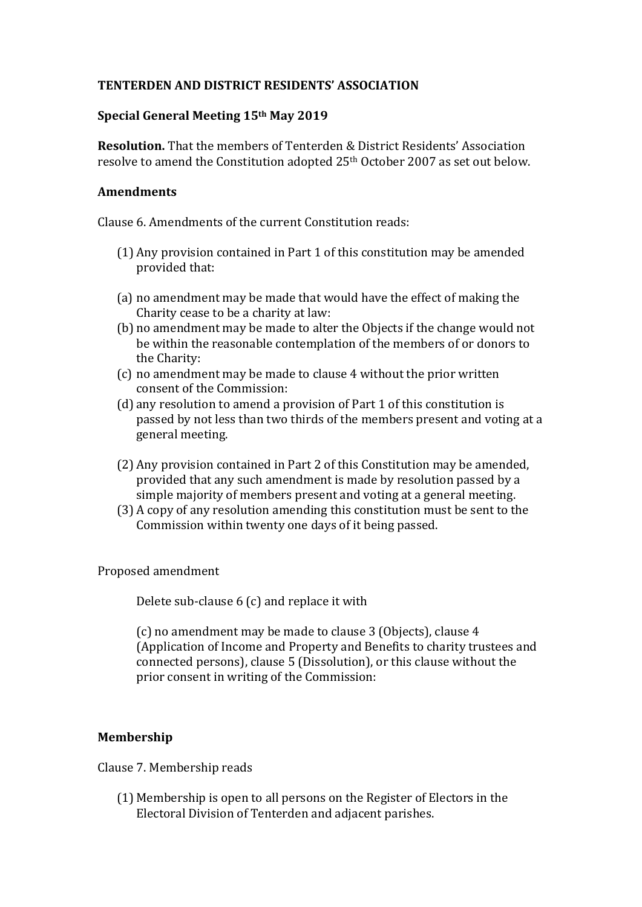**TENTERDEN AND DISTRICT RESIDENTS' ASSOCIATION**

**Special General Meeting 15th May 2019**

**Resolution.** That the members of Tenterden & District Residents' Association resolve to amend the Constitution adopted 25th October 2007 as set out below.

**Amendments**

Clause 6. Amendments of the current Constitution reads:

(1) Any provision contained in Part 1 of this constitution may be amended provided that:

(a) no amendment may be made that would have the effect of making the Charity cease to be a charity at law:
(b) no amendment may be made to alter the Objects if the change would not be within the reasonable contemplation of the members of or donors to the Charity:
(c) no amendment may be made to clause 4 without the prior written consent of the Commission:
(d) any resolution to amend a provision of Part 1 of this constitution is passed by not less than two thirds of the members present and voting at a general meeting.

(2) Any provision contained in Part 2 of this Constitution may be amended, provided that any such amendment is made by resolution passed by a simple majority of members present and voting at a general meeting.
(3) A copy of any resolution amending this constitution must be sent to the Commission within twenty one days of it being passed.

Proposed amendment

> Delete sub-clause 6 (c) and replace it with
>
> (c) no amendment may be made to clause 3 (Objects), clause 4 (Application of Income and Property and Benefits to charity trustees and connected persons), clause 5 (Dissolution), or this clause without the prior consent in writing of the Commission:

**Membership**

Clause 7. Membership reads

(1) Membership is open to all persons on the Register of Electors in the Electoral Division of Tenterden and adjacent parishes.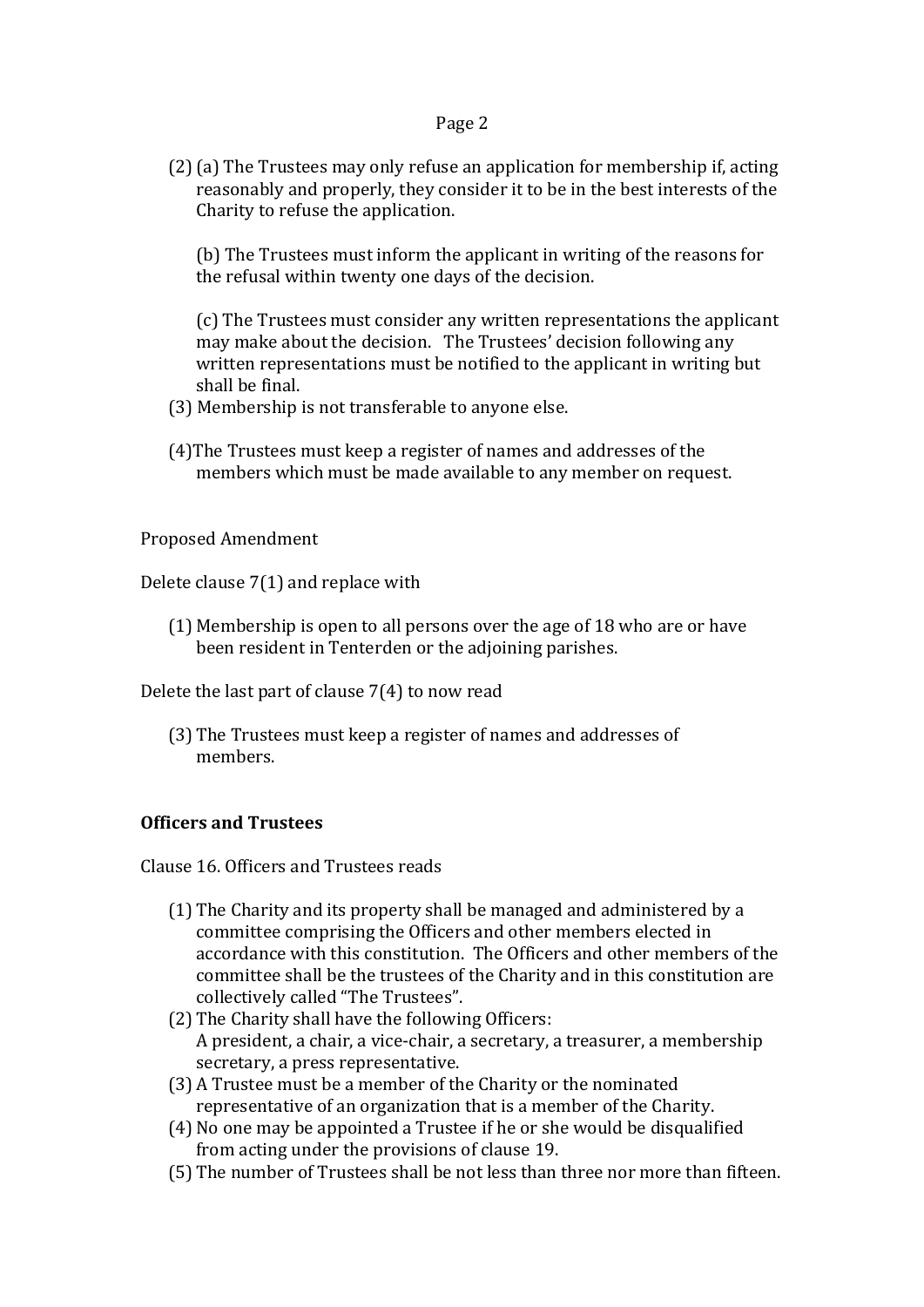(2) (a) The Trustees may only refuse an application for membership if, acting reasonably and properly, they consider it to be in the best interests of the Charity to refuse the application.

(b) The Trustees must inform the applicant in writing of the reasons for the refusal within twenty one days of the decision.

(c) The Trustees must consider any written representations the applicant may make about the decision. The Trustees' decision following any written representations must be notified to the applicant in writing but shall be final.

(3) Membership is not transferable to anyone else.

(4)The Trustees must keep a register of names and addresses of the members which must be made available to any member on request.

Proposed Amendment

Delete clause 7(1) and replace with

(1) Membership is open to all persons over the age of 18 who are or have been resident in Tenterden or the adjoining parishes.

Delete the last part of clause 7(4) to now read

(3) The Trustees must keep a register of names and addresses of members.

**Officers and Trustees**

Clause 16. Officers and Trustees reads

(1) The Charity and its property shall be managed and administered by a committee comprising the Officers and other members elected in accordance with this constitution. The Officers and other members of the committee shall be the trustees of the Charity and in this constitution are collectively called "The Trustees".

(2) The Charity shall have the following Officers:
A president, a chair, a vice-chair, a secretary, a treasurer, a membership secretary, a press representative.

(3) A Trustee must be a member of the Charity or the nominated representative of an organization that is a member of the Charity.

(4) No one may be appointed a Trustee if he or she would be disqualified from acting under the provisions of clause 19.

(5) The number of Trustees shall be not less than three nor more than fifteen.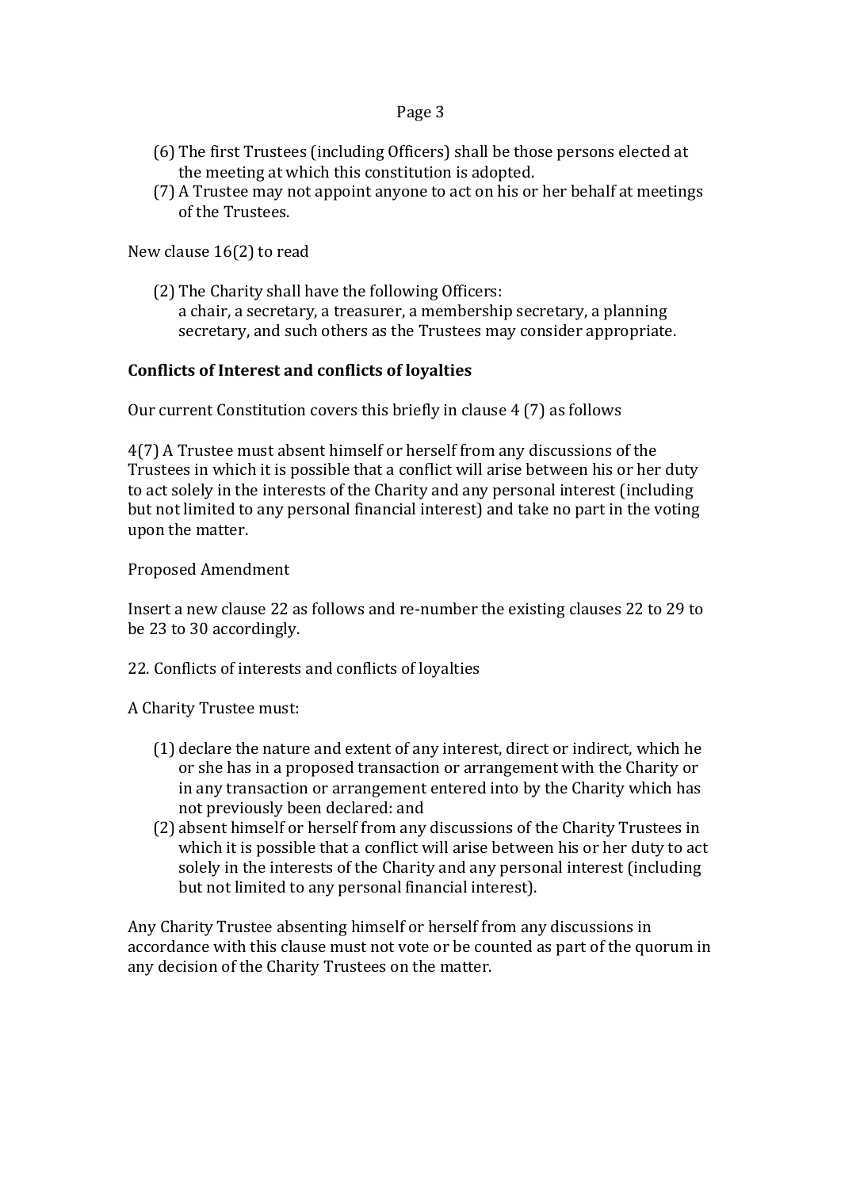(6) The first Trustees (including Officers) shall be those persons elected at the meeting at which this constitution is adopted.

(7) A Trustee may not appoint anyone to act on his or her behalf at meetings of the Trustees.

New clause 16(2) to read

(2) The Charity shall have the following Officers:
a chair, a secretary, a treasurer, a membership secretary, a planning secretary, and such others as the Trustees may consider appropriate.

**Conflicts of Interest and conflicts of loyalties**

Our current Constitution covers this briefly in clause 4 (7) as follows

4(7) A Trustee must absent himself or herself from any discussions of the Trustees in which it is possible that a conflict will arise between his or her duty to act solely in the interests of the Charity and any personal interest (including but not limited to any personal financial interest) and take no part in the voting upon the matter.

Proposed Amendment

Insert a new clause 22 as follows and re-number the existing clauses 22 to 29 to be 23 to 30 accordingly.

22. Conflicts of interests and conflicts of loyalties

A Charity Trustee must:

(1) declare the nature and extent of any interest, direct or indirect, which he or she has in a proposed transaction or arrangement with the Charity or in any transaction or arrangement entered into by the Charity which has not previously been declared: and

(2) absent himself or herself from any discussions of the Charity Trustees in which it is possible that a conflict will arise between his or her duty to act solely in the interests of the Charity and any personal interest (including but not limited to any personal financial interest).

Any Charity Trustee absenting himself or herself from any discussions in accordance with this clause must not vote or be counted as part of the quorum in any decision of the Charity Trustees on the matter.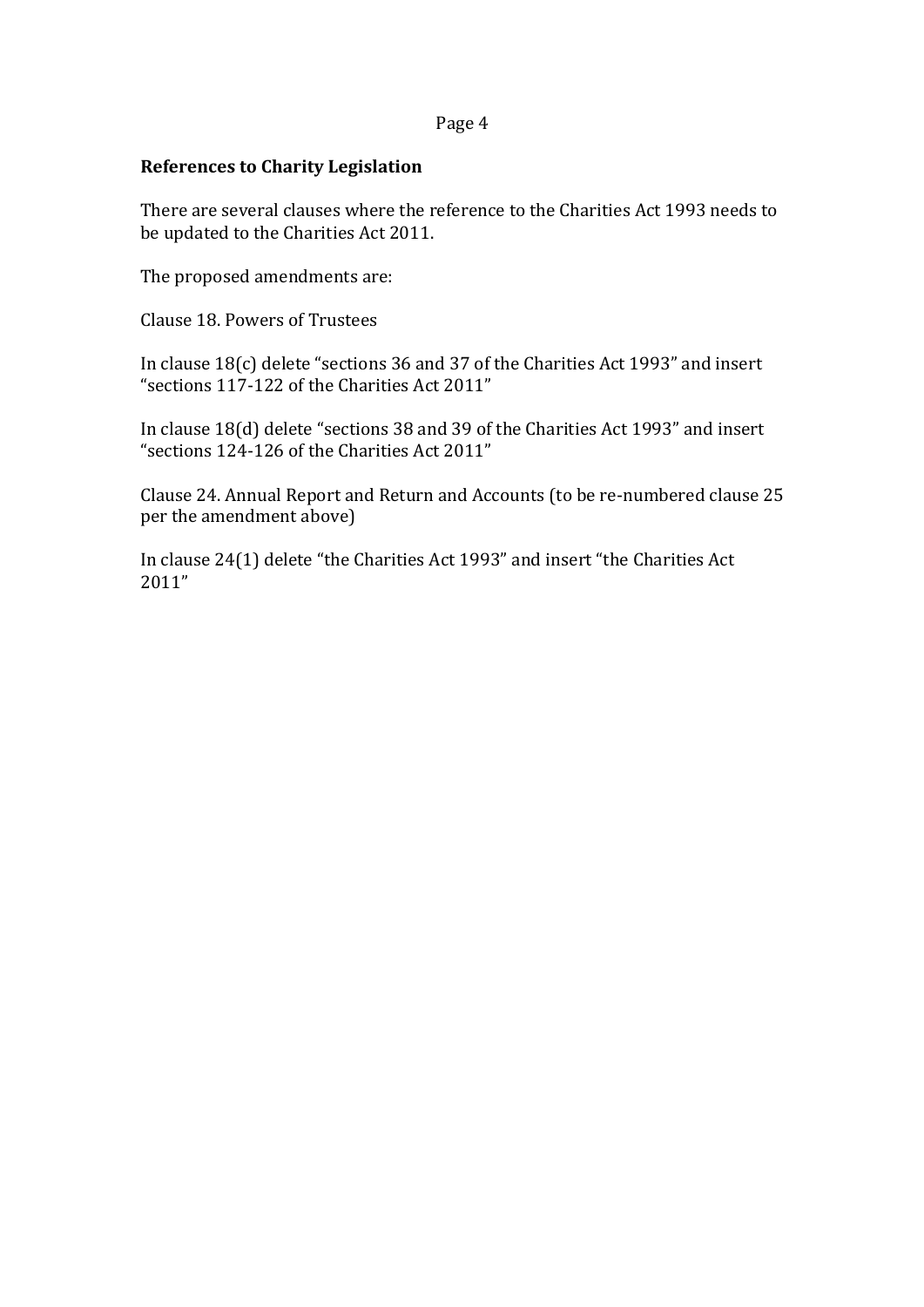## References to Charity Legislation

There are several clauses where the reference to the Charities Act 1993 needs to be updated to the Charities Act 2011.

The proposed amendments are:

Clause 18. Powers of Trustees

In clause 18(c) delete "sections 36 and 37 of the Charities Act 1993" and insert "sections 117-122 of the Charities Act 2011"

In clause 18(d) delete "sections 38 and 39 of the Charities Act 1993" and insert "sections 124-126 of the Charities Act 2011"

Clause 24. Annual Report and Return and Accounts (to be re-numbered clause 25 per the amendment above)

In clause 24(1) delete "the Charities Act 1993" and insert "the Charities Act 2011"